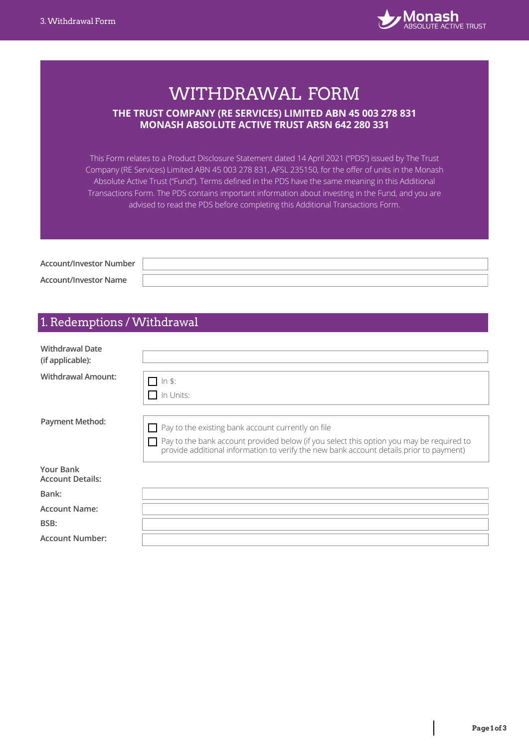# WITHDRAWAL FORM

**THE TRUST COMPANY (RE SERVICES) LIMITED ABN 45 003 278 831**
**MONASH ABSOLUTE ACTIVE TRUST ARSN 642 280 331**

This Form relates to a Product Disclosure Statement dated 14 April 2021 ("PDS") issued by The Trust Company (RE Services) Limited ABN 45 003 278 831, AFSL 235150, for the offer of units in the Monash Absolute Active Trust ("Fund"). Terms defined in the PDS have the same meaning in this Additional Transactions Form. The PDS contains important information about investing in the Fund, and you are advised to read the PDS before completing this Additional Transactions Form.

| | |
|---|---|
| **Account/Investor Number** | |
| **Account/Investor Name** | |

## 1. Redemptions / Withdrawal

**Withdrawal Date (if applicable):** ____________________

**Withdrawal Amount:**

- ☐ In $:
- ☐ In Units:

**Payment Method:**

- ☐ Pay to the existing bank account currently on file
- ☐ Pay to the bank account provided below (if you select this option you may be required to provide additional information to verify the new bank account details prior to payment)

**Your Bank Account Details:**

| | |
|---|---|
| **Bank:** | |
| **Account Name:** | |
| **BSB:** | |
| **Account Number:** | |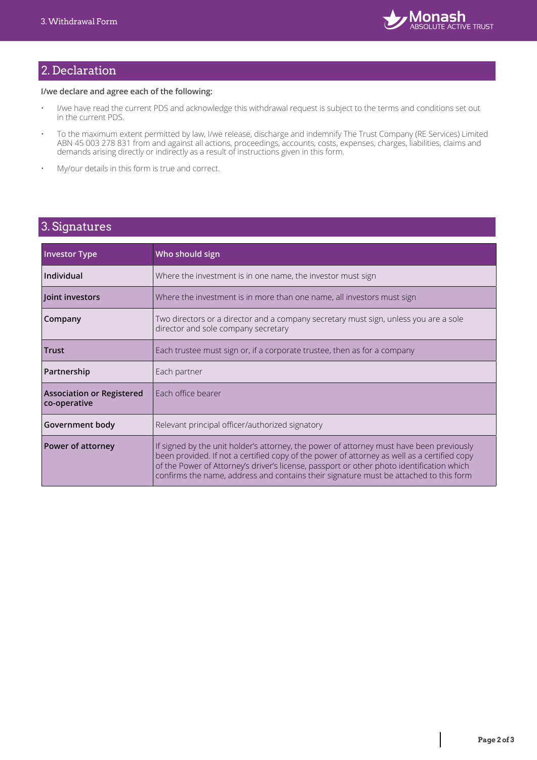## 2. Declaration

**I/we declare and agree each of the following:**

- I/we have read the current PDS and acknowledge this withdrawal request is subject to the terms and conditions set out in the current PDS.
- To the maximum extent permitted by law, I/we release, discharge and indemnify The Trust Company (RE Services) Limited ABN 45 003 278 831 from and against all actions, proceedings, accounts, costs, expenses, charges, liabilities, claims and demands arising directly or indirectly as a result of instructions given in this form.
- My/our details in this form is true and correct.

## 3. Signatures

| Investor Type | Who should sign |
| --- | --- |
| **Individual** | Where the investment is in one name, the investor must sign |
| **Joint investors** | Where the investment is in more than one name, all investors must sign |
| **Company** | Two directors or a director and a company secretary must sign, unless you are a sole director and sole company secretary |
| **Trust** | Each trustee must sign or, if a corporate trustee, then as for a company |
| **Partnership** | Each partner |
| **Association or Registered co-operative** | Each office bearer |
| **Government body** | Relevant principal officer/authorized signatory |
| **Power of attorney** | If signed by the unit holder's attorney, the power of attorney must have been previously been provided. If not a certified copy of the power of attorney as well as a certified copy of the Power of Attorney's driver's license, passport or other photo identification which confirms the name, address and contains their signature must be attached to this form |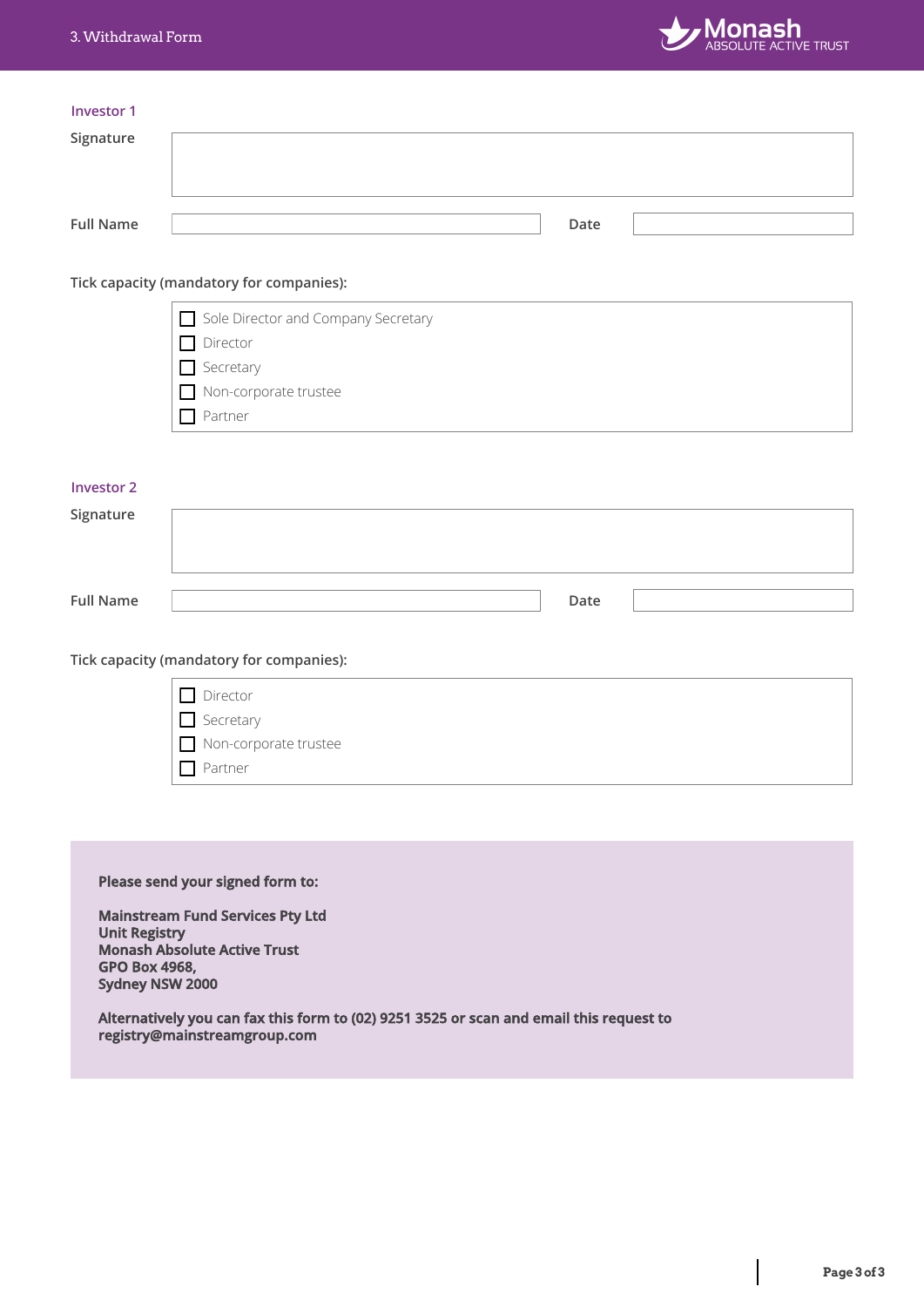## Investor 1

**Signature**

**Full Name** &nbsp;&nbsp;&nbsp;&nbsp; **Date**

Tick capacity (mandatory for companies):

- ☐ Sole Director and Company Secretary
- ☐ Director
- ☐ Secretary
- ☐ Non-corporate trustee
- ☐ Partner

## Investor 2

**Signature**

**Full Name** &nbsp;&nbsp;&nbsp;&nbsp; **Date**

Tick capacity (mandatory for companies):

- ☐ Director
- ☐ Secretary
- ☐ Non-corporate trustee
- ☐ Partner

**Please send your signed form to:**

**Mainstream Fund Services Pty Ltd**
**Unit Registry**
**Monash Absolute Active Trust**
**GPO Box 4968,**
**Sydney NSW 2000**

**Alternatively you can fax this form to (02) 9251 3525 or scan and email this request to registry@mainstreamgroup.com**